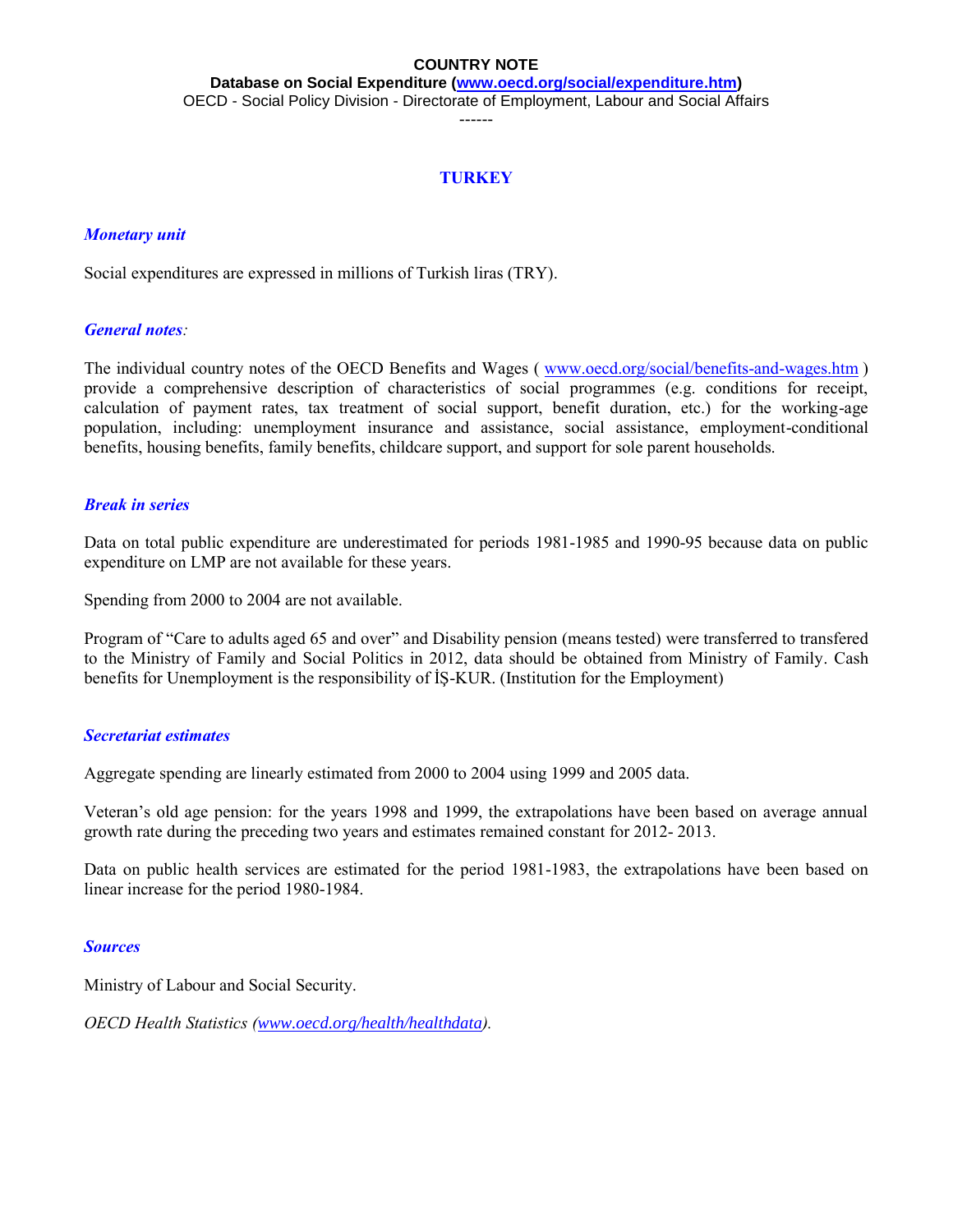**COUNTRY NOTE**

**Database on Social Expenditure ([www.oecd.org/social/expenditure.htm](www.oecd.org/social/expenditure.htm))**

OECD - Social Policy Division - Directorate of Employment, Labour and Social Affairs

------

# TURKEY

### *Monetary unit*

Social expenditures are expressed in millions of Turkish liras (TRY).

### *General notes:*

The individual country notes of the OECD Benefits and Wages ( [www.oecd.org/social/benefits-and-wages.htm](www.oecd.org/social/benefits-and-wages.htm) ) provide a comprehensive description of characteristics of social programmes (e.g. conditions for receipt, calculation of payment rates, tax treatment of social support, benefit duration, etc.) for the working-age population, including: unemployment insurance and assistance, social assistance, employment-conditional benefits, housing benefits, family benefits, childcare support, and support for sole parent households.

### *Break in series*

Data on total public expenditure are underestimated for periods 1981-1985 and 1990-95 because data on public expenditure on LMP are not available for these years.

Spending from 2000 to 2004 are not available.

Program of “Care to adults aged 65 and over” and Disability pension (means tested) were transferred to transfered to the Ministry of Family and Social Politics in 2012, data should be obtained from Ministry of Family. Cash benefits for Unemployment is the responsibility of İŞ-KUR. (Institution for the Employment)

### *Secretariat estimates*

Aggregate spending are linearly estimated from 2000 to 2004 using 1999 and 2005 data.

Veteran’s old age pension: for the years 1998 and 1999, the extrapolations have been based on average annual growth rate during the preceding two years and estimates remained constant for 2012- 2013.

Data on public health services are estimated for the period 1981-1983, the extrapolations have been based on linear increase for the period 1980-1984.

### *Sources*

Ministry of Labour and Social Security.

*OECD Health Statistics ([www.oecd.org/health/healthdata](www.oecd.org/health/healthdata)).*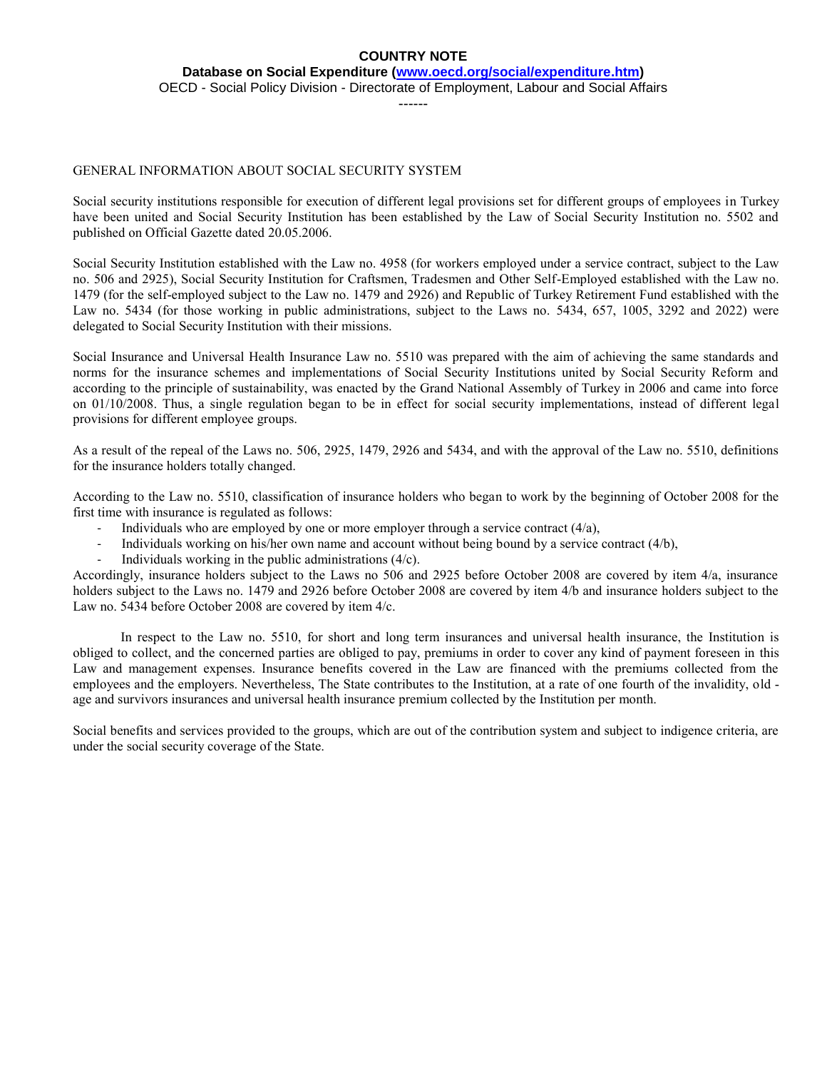**COUNTRY NOTE**

**Database on Social Expenditure ([www.oecd.org/social/expenditure.htm](www.oecd.org/social/expenditure.htm))**

OECD - Social Policy Division - Directorate of Employment, Labour and Social Affairs

------

GENERAL INFORMATION ABOUT SOCIAL SECURITY SYSTEM

Social security institutions responsible for execution of different legal provisions set for different groups of employees in Turkey have been united and Social Security Institution has been established by the Law of Social Security Institution no. 5502 and published on Official Gazette dated 20.05.2006.

Social Security Institution established with the Law no. 4958 (for workers employed under a service contract, subject to the Law no. 506 and 2925), Social Security Institution for Craftsmen, Tradesmen and Other Self-Employed established with the Law no. 1479 (for the self-employed subject to the Law no. 1479 and 2926) and Republic of Turkey Retirement Fund established with the Law no. 5434 (for those working in public administrations, subject to the Laws no. 5434, 657, 1005, 3292 and 2022) were delegated to Social Security Institution with their missions.

Social Insurance and Universal Health Insurance Law no. 5510 was prepared with the aim of achieving the same standards and norms for the insurance schemes and implementations of Social Security Institutions united by Social Security Reform and according to the principle of sustainability, was enacted by the Grand National Assembly of Turkey in 2006 and came into force on 01/10/2008. Thus, a single regulation began to be in effect for social security implementations, instead of different legal provisions for different employee groups.

As a result of the repeal of the Laws no. 506, 2925, 1479, 2926 and 5434, and with the approval of the Law no. 5510, definitions for the insurance holders totally changed.

According to the Law no. 5510, classification of insurance holders who began to work by the beginning of October 2008 for the first time with insurance is regulated as follows:

- Individuals who are employed by one or more employer through a service contract (4/a),
- Individuals working on his/her own name and account without being bound by a service contract (4/b),
- Individuals working in the public administrations (4/c).

Accordingly, insurance holders subject to the Laws no 506 and 2925 before October 2008 are covered by item 4/a, insurance holders subject to the Laws no. 1479 and 2926 before October 2008 are covered by item 4/b and insurance holders subject to the Law no. 5434 before October 2008 are covered by item 4/c.

In respect to the Law no. 5510, for short and long term insurances and universal health insurance, the Institution is obliged to collect, and the concerned parties are obliged to pay, premiums in order to cover any kind of payment foreseen in this Law and management expenses. Insurance benefits covered in the Law are financed with the premiums collected from the employees and the employers. Nevertheless, The State contributes to the Institution, at a rate of one fourth of the invalidity, old - age and survivors insurances and universal health insurance premium collected by the Institution per month.

Social benefits and services provided to the groups, which are out of the contribution system and subject to indigence criteria, are under the social security coverage of the State.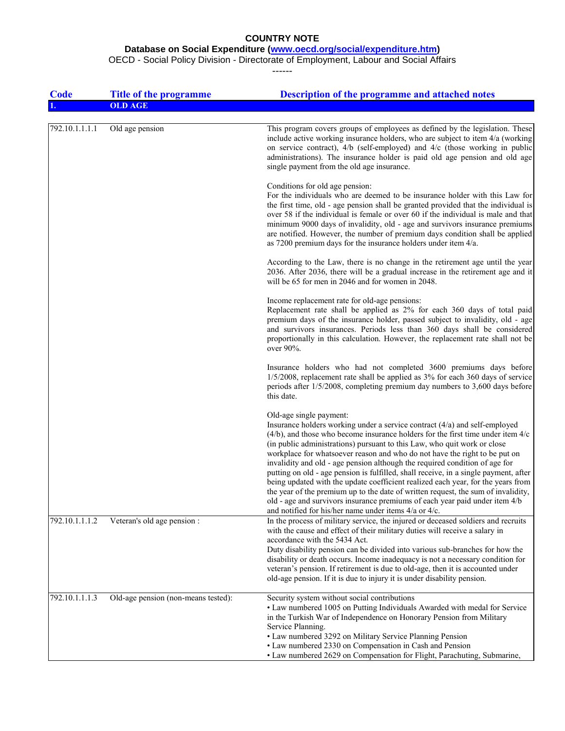**COUNTRY NOTE**

**Database on Social Expenditure ([www.oecd.org/social/expenditure.htm](www.oecd.org/social/expenditure.htm))**

OECD - Social Policy Division - Directorate of Employment, Labour and Social Affairs

------

| Code | Title of the programme | Description of the programme and attached notes |
|---|---|---|
| **1.** | **OLD AGE** | |
| 792.10.1.1.1.1 | Old age pension | This program covers groups of employees as defined by the legislation. These include active working insurance holders, who are subject to item 4/a (working on service contract), 4/b (self-employed) and 4/c (those working in public administrations). The insurance holder is paid old age pension and old age single payment from the old age insurance.<br><br>Conditions for old age pension:<br>For the individuals who are deemed to be insurance holder with this Law for the first time, old - age pension shall be granted provided that the individual is over 58 if the individual is female or over 60 if the individual is male and that minimum 9000 days of invalidity, old - age and survivors insurance premiums are notified. However, the number of premium days condition shall be applied as 7200 premium days for the insurance holders under item 4/a.<br><br>According to the Law, there is no change in the retirement age until the year 2036. After 2036, there will be a gradual increase in the retirement age and it will be 65 for men in 2046 and for women in 2048.<br><br>Income replacement rate for old-age pensions:<br>Replacement rate shall be applied as 2% for each 360 days of total paid premium days of the insurance holder, passed subject to invalidity, old - age and survivors insurances. Periods less than 360 days shall be considered proportionally in this calculation. However, the replacement rate shall not be over 90%.<br><br>Insurance holders who had not completed 3600 premiums days before 1/5/2008, replacement rate shall be applied as 3% for each 360 days of service periods after 1/5/2008, completing premium day numbers to 3,600 days before this date.<br><br>Old-age single payment:<br>Insurance holders working under a service contract (4/a) and self-employed (4/b), and those who become insurance holders for the first time under item 4/c (in public administrations) pursuant to this Law, who quit work or close workplace for whatsoever reason and who do not have the right to be put on invalidity and old - age pension although the required condition of age for putting on old - age pension is fulfilled, shall receive, in a single payment, after being updated with the update coefficient realized each year, for the years from the year of the premium up to the date of written request, the sum of invalidity, old - age and survivors insurance premiums of each year paid under item 4/b and notified for his/her name under items 4/a or 4/c. |
| 792.10.1.1.1.2 | Veteran's old age pension : | In the process of military service, the injured or deceased soldiers and recruits with the cause and effect of their military duties will receive a salary in accordance with the 5434 Act.<br>Duty disability pension can be divided into various sub-branches for how the disability or death occurs. Income inadequacy is not a necessary condition for veteran's pension. If retirement is due to old-age, then it is accounted under old-age pension. If it is due to injury it is under disability pension. |
| 792.10.1.1.1.3 | Old-age pension (non-means tested): | Security system without social contributions<br>• Law numbered 1005 on Putting Individuals Awarded with medal for Service in the Turkish War of Independence on Honorary Pension from Military Service Planning.<br>• Law numbered 3292 on Military Service Planning Pension<br>• Law numbered 2330 on Compensation in Cash and Pension<br>• Law numbered 2629 on Compensation for Flight, Parachuting, Submarine, |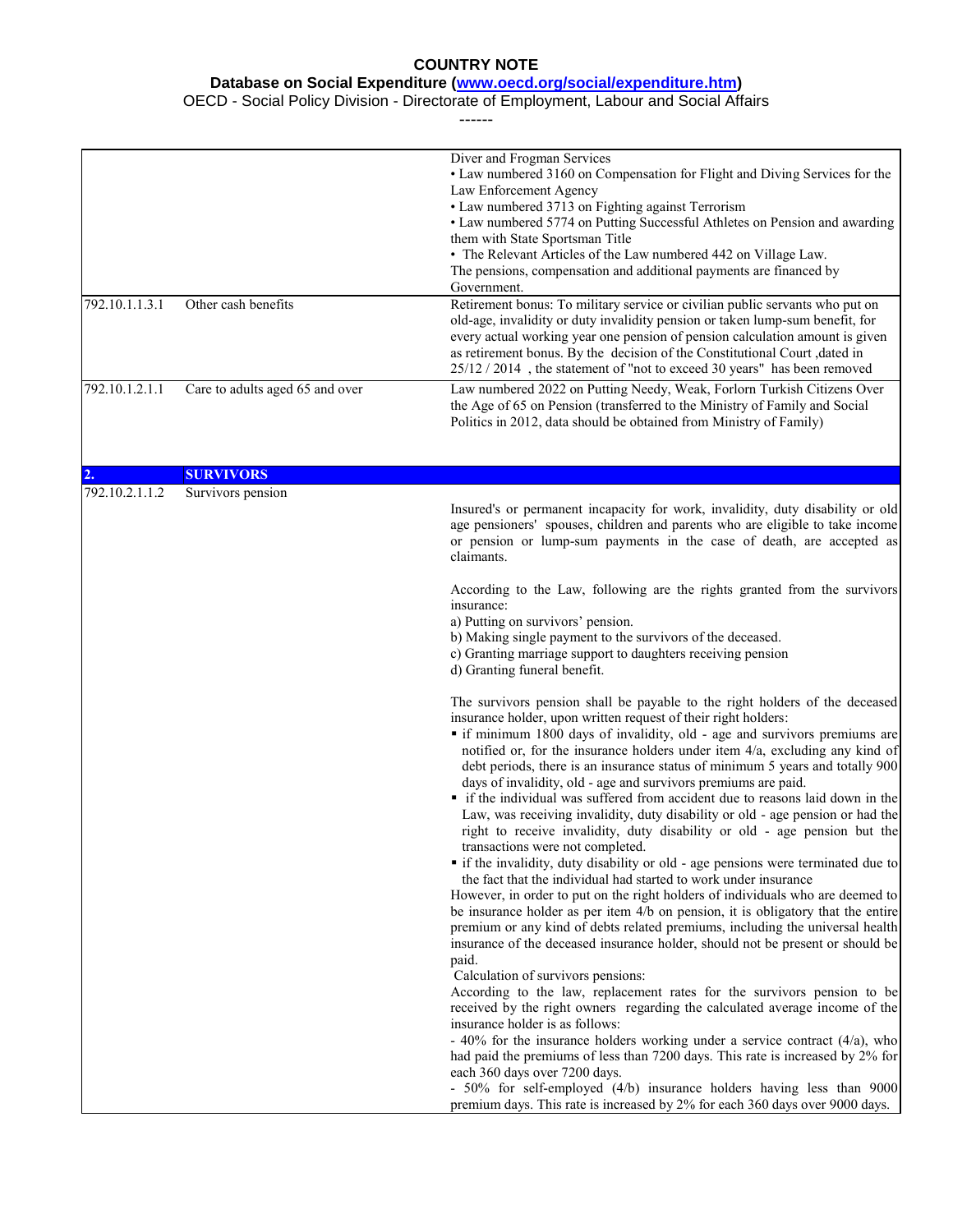# COUNTRY NOTE

**Database on Social Expenditure (www.oecd.org/social/expenditure.htm)**

OECD - Social Policy Division - Directorate of Employment, Labour and Social Affairs

------

| | | |
|---|---|---|
| | | Diver and Frogman Services<br>• Law numbered 3160 on Compensation for Flight and Diving Services for the Law Enforcement Agency<br>• Law numbered 3713 on Fighting against Terrorism<br>• Law numbered 5774 on Putting Successful Athletes on Pension and awarding them with State Sportsman Title<br>• The Relevant Articles of the Law numbered 442 on Village Law.<br>The pensions, compensation and additional payments are financed by Government. |
| 792.10.1.1.3.1 | Other cash benefits | Retirement bonus: To military service or civilian public servants who put on old-age, invalidity or duty invalidity pension or taken lump-sum benefit, for every actual working year one pension of pension calculation amount is given as retirement bonus. By the decision of the Constitutional Court ,dated in 25/12 / 2014 , the statement of "not to exceed 30 years" has been removed |
| 792.10.1.2.1.1 | Care to adults aged 65 and over | Law numbered 2022 on Putting Needy, Weak, Forlorn Turkish Citizens Over the Age of 65 on Pension (transferred to the Ministry of Family and Social Politics in 2012, data should be obtained from Ministry of Family) |
| **2.** | **SURVIVORS** | |
| 792.10.2.1.1.2 | Survivors pension | Insured's or permanent incapacity for work, invalidity, duty disability or old age pensioners' spouses, children and parents who are eligible to take income or pension or lump-sum payments in the case of death, are accepted as claimants.<br><br>According to the Law, following are the rights granted from the survivors insurance:<br>a) Putting on survivors' pension.<br>b) Making single payment to the survivors of the deceased.<br>c) Granting marriage support to daughters receiving pension<br>d) Granting funeral benefit.<br><br>The survivors pension shall be payable to the right holders of the deceased insurance holder, upon written request of their right holders:<br>▪ if minimum 1800 days of invalidity, old - age and survivors premiums are notified or, for the insurance holders under item 4/a, excluding any kind of debt periods, there is an insurance status of minimum 5 years and totally 900 days of invalidity, old - age and survivors premiums are paid.<br>▪ if the individual was suffered from accident due to reasons laid down in the Law, was receiving invalidity, duty disability or old - age pension or had the right to receive invalidity, duty disability or old - age pension but the transactions were not completed.<br>▪ if the invalidity, duty disability or old - age pensions were terminated due to the fact that the individual had started to work under insurance<br>However, in order to put on the right holders of individuals who are deemed to be insurance holder as per item 4/b on pension, it is obligatory that the entire premium or any kind of debts related premiums, including the universal health insurance of the deceased insurance holder, should not be present or should be paid.<br>Calculation of survivors pensions:<br>According to the law, replacement rates for the survivors pension to be received by the right owners regarding the calculated average income of the insurance holder is as follows:<br>- 40% for the insurance holders working under a service contract (4/a), who had paid the premiums of less than 7200 days. This rate is increased by 2% for each 360 days over 7200 days.<br>- 50% for self-employed (4/b) insurance holders having less than 9000 premium days. This rate is increased by 2% for each 360 days over 9000 days. |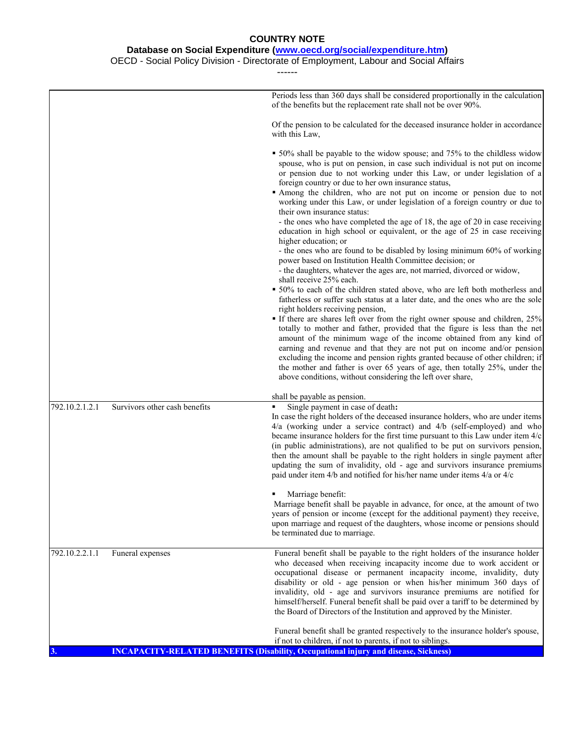**COUNTRY NOTE**

**Database on Social Expenditure (www.oecd.org/social/expenditure.htm)**

OECD - Social Policy Division - Directorate of Employment, Labour and Social Affairs

------

| | | |
|---|---|---|
| | | Periods less than 360 days shall be considered proportionally in the calculation of the benefits but the replacement rate shall not be over 90%.<br><br>Of the pension to be calculated for the deceased insurance holder in accordance with this Law,<br><br>▪ 50% shall be payable to the widow spouse; and 75% to the childless widow spouse, who is put on pension, in case such individual is not put on income or pension due to not working under this Law, or under legislation of a foreign country or due to her own insurance status,<br>▪ Among the children, who are not put on income or pension due to not working under this Law, or under legislation of a foreign country or due to their own insurance status:<br>- the ones who have completed the age of 18, the age of 20 in case receiving education in high school or equivalent, or the age of 25 in case receiving higher education; or<br>- the ones who are found to be disabled by losing minimum 60% of working power based on Institution Health Committee decision; or<br>- the daughters, whatever the ages are, not married, divorced or widow,<br>shall receive 25% each.<br>▪ 50% to each of the children stated above, who are left both motherless and fatherless or suffer such status at a later date, and the ones who are the sole right holders receiving pension,<br>▪ If there are shares left over from the right owner spouse and children, 25% totally to mother and father, provided that the figure is less than the net amount of the minimum wage of the income obtained from any kind of earning and revenue and that they are not put on income and/or pension excluding the income and pension rights granted because of other children; if the mother and father is over 65 years of age, then totally 25%, under the above conditions, without considering the left over share,<br><br>shall be payable as pension. |
| 792.10.2.1.2.1 | Survivors other cash benefits | ▪ Single payment in case of death**:**<br>In case the right holders of the deceased insurance holders, who are under items 4/a (working under a service contract) and 4/b (self-employed) and who became insurance holders for the first time pursuant to this Law under item 4/c (in public administrations), are not qualified to be put on survivors pension, then the amount shall be payable to the right holders in single payment after updating the sum of invalidity, old - age and survivors insurance premiums paid under item 4/b and notified for his/her name under items 4/a or 4/c<br><br>▪ Marriage benefit:<br>Marriage benefit shall be payable in advance, for once, at the amount of two years of pension or income (except for the additional payment) they receive, upon marriage and request of the daughters, whose income or pensions should be terminated due to marriage. |
| 792.10.2.2.1.1 | Funeral expenses | Funeral benefit shall be payable to the right holders of the insurance holder who deceased when receiving incapacity income due to work accident or occupational disease or permanent incapacity income, invalidity, duty disability or old - age pension or when his/her minimum 360 days of invalidity, old - age and survivors insurance premiums are notified for himself/herself. Funeral benefit shall be paid over a tariff to be determined by the Board of Directors of the Institution and approved by the Minister.<br><br>Funeral benefit shall be granted respectively to the insurance holder's spouse, if not to children, if not to parents, if not to siblings. |
| **3.** | **INCAPACITY-RELATED BENEFITS (Disability, Occupational injury and disease, Sickness)** | |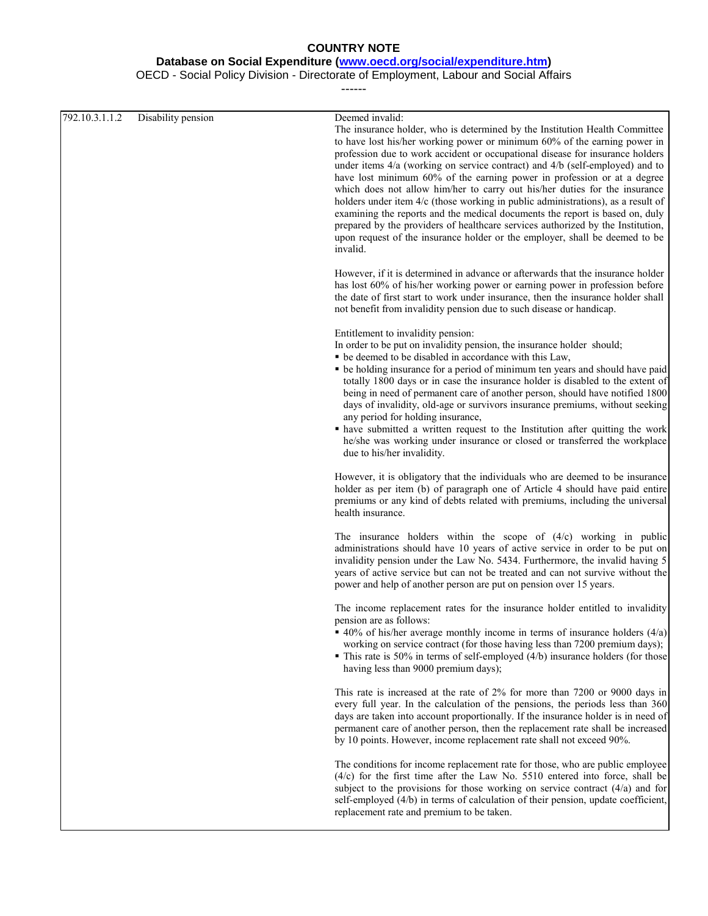| | | |
|---|---|---|
| 792.10.3.1.1.2 | Disability pension | Deemed invalid:<br>The insurance holder, who is determined by the Institution Health Committee to have lost his/her working power or minimum 60% of the earning power in profession due to work accident or occupational disease for insurance holders under items 4/a (working on service contract) and 4/b (self-employed) and to have lost minimum 60% of the earning power in profession or at a degree which does not allow him/her to carry out his/her duties for the insurance holders under item 4/c (those working in public administrations), as a result of examining the reports and the medical documents the report is based on, duly prepared by the providers of healthcare services authorized by the Institution, upon request of the insurance holder or the employer, shall be deemed to be invalid.<br><br>However, if it is determined in advance or afterwards that the insurance holder has lost 60% of his/her working power or earning power in profession before the date of first start to work under insurance, then the insurance holder shall not benefit from invalidity pension due to such disease or handicap.<br><br>Entitlement to invalidity pension:<br>In order to be put on invalidity pension, the insurance holder should;<br>▪ be deemed to be disabled in accordance with this Law,<br>▪ be holding insurance for a period of minimum ten years and should have paid totally 1800 days or in case the insurance holder is disabled to the extent of being in need of permanent care of another person, should have notified 1800 days of invalidity, old-age or survivors insurance premiums, without seeking any period for holding insurance,<br>▪ have submitted a written request to the Institution after quitting the work he/she was working under insurance or closed or transferred the workplace due to his/her invalidity.<br><br>However, it is obligatory that the individuals who are deemed to be insurance holder as per item (b) of paragraph one of Article 4 should have paid entire premiums or any kind of debts related with premiums, including the universal health insurance.<br><br>The insurance holders within the scope of (4/c) working in public administrations should have 10 years of active service in order to be put on invalidity pension under the Law No. 5434. Furthermore, the invalid having 5 years of active service but can not be treated and can not survive without the power and help of another person are put on pension over 15 years.<br><br>The income replacement rates for the insurance holder entitled to invalidity pension are as follows:<br>▪ 40% of his/her average monthly income in terms of insurance holders (4/a) working on service contract (for those having less than 7200 premium days);<br>▪ This rate is 50% in terms of self-employed (4/b) insurance holders (for those having less than 9000 premium days);<br><br>This rate is increased at the rate of 2% for more than 7200 or 9000 days in every full year. In the calculation of the pensions, the periods less than 360 days are taken into account proportionally. If the insurance holder is in need of permanent care of another person, then the replacement rate shall be increased by 10 points. However, income replacement rate shall not exceed 90%.<br><br>The conditions for income replacement rate for those, who are public employee (4/c) for the first time after the Law No. 5510 entered into force, shall be subject to the provisions for those working on service contract (4/a) and for self-employed (4/b) in terms of calculation of their pension, update coefficient, replacement rate and premium to be taken. |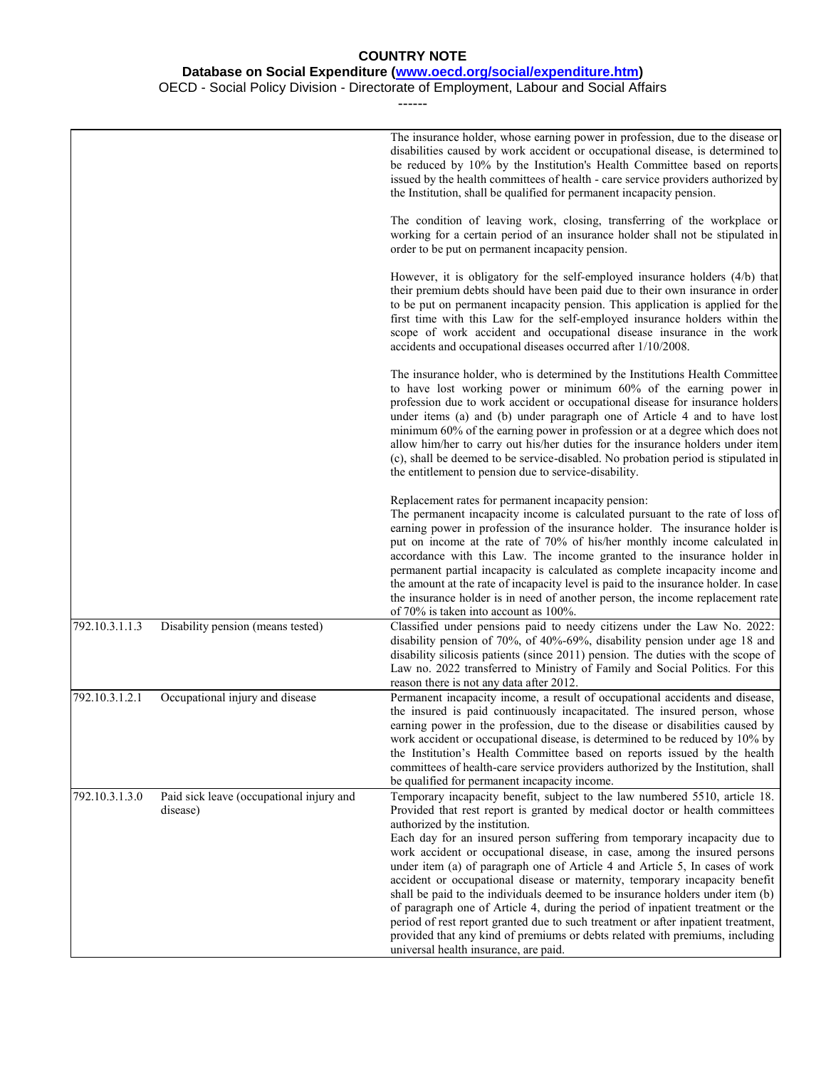| | | |
|---|---|---|
| | | The insurance holder, whose earning power in profession, due to the disease or disabilities caused by work accident or occupational disease, is determined to be reduced by 10% by the Institution's Health Committee based on reports issued by the health committees of health - care service providers authorized by the Institution, shall be qualified for permanent incapacity pension.<br><br>The condition of leaving work, closing, transferring of the workplace or working for a certain period of an insurance holder shall not be stipulated in order to be put on permanent incapacity pension.<br><br>However, it is obligatory for the self-employed insurance holders (4/b) that their premium debts should have been paid due to their own insurance in order to be put on permanent incapacity pension. This application is applied for the first time with this Law for the self-employed insurance holders within the scope of work accident and occupational disease insurance in the work accidents and occupational diseases occurred after 1/10/2008.<br><br>The insurance holder, who is determined by the Institutions Health Committee to have lost working power or minimum 60% of the earning power in profession due to work accident or occupational disease for insurance holders under items (a) and (b) under paragraph one of Article 4 and to have lost minimum 60% of the earning power in profession or at a degree which does not allow him/her to carry out his/her duties for the insurance holders under item (c), shall be deemed to be service-disabled. No probation period is stipulated in the entitlement to pension due to service-disability.<br><br>Replacement rates for permanent incapacity pension:<br>The permanent incapacity income is calculated pursuant to the rate of loss of earning power in profession of the insurance holder. The insurance holder is put on income at the rate of 70% of his/her monthly income calculated in accordance with this Law. The income granted to the insurance holder in permanent partial incapacity is calculated as complete incapacity income and the amount at the rate of incapacity level is paid to the insurance holder. In case the insurance holder is in need of another person, the income replacement rate of 70% is taken into account as 100%. |
| 792.10.3.1.1.3 | Disability pension (means tested) | Classified under pensions paid to needy citizens under the Law No. 2022: disability pension of 70%, of 40%-69%, disability pension under age 18 and disability silicosis patients (since 2011) pension. The duties with the scope of Law no. 2022 transferred to Ministry of Family and Social Politics. For this reason there is not any data after 2012. |
| 792.10.3.1.2.1 | Occupational injury and disease | Permanent incapacity income, a result of occupational accidents and disease, the insured is paid continuously incapacitated. The insured person, whose earning power in the profession, due to the disease or disabilities caused by work accident or occupational disease, is determined to be reduced by 10% by the Institution's Health Committee based on reports issued by the health committees of health-care service providers authorized by the Institution, shall be qualified for permanent incapacity income. |
| 792.10.3.1.3.0 | Paid sick leave (occupational injury and disease) | Temporary incapacity benefit, subject to the law numbered 5510, article 18. Provided that rest report is granted by medical doctor or health committees authorized by the institution.<br>Each day for an insured person suffering from temporary incapacity due to work accident or occupational disease, in case, among the insured persons under item (a) of paragraph one of Article 4 and Article 5, In cases of work accident or occupational disease or maternity, temporary incapacity benefit shall be paid to the individuals deemed to be insurance holders under item (b) of paragraph one of Article 4, during the period of inpatient treatment or the period of rest report granted due to such treatment or after inpatient treatment, provided that any kind of premiums or debts related with premiums, including universal health insurance, are paid. |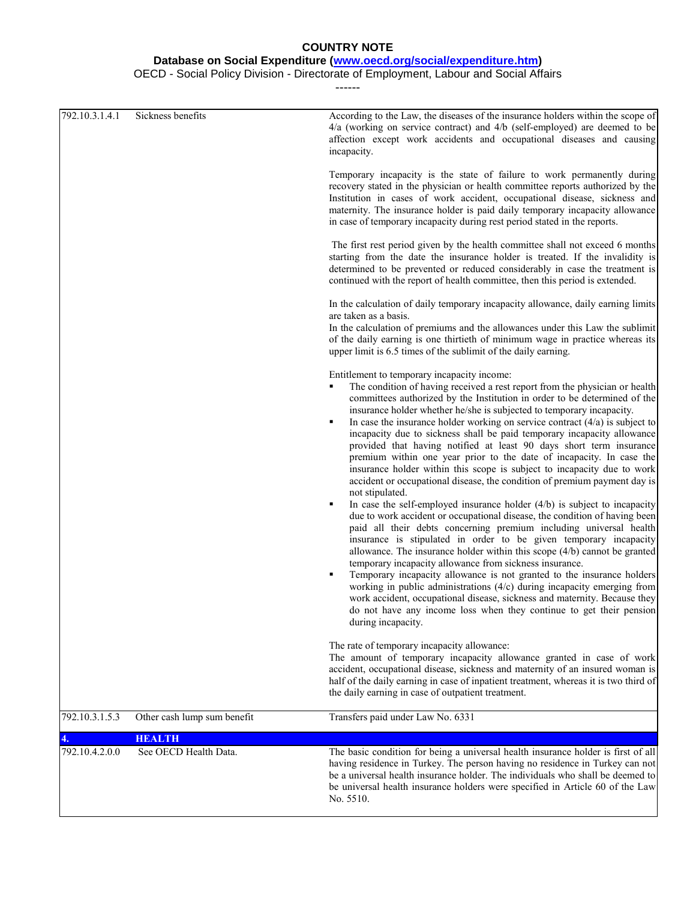| | | |
|---|---|---|
| 792.10.3.1.4.1 | Sickness benefits | According to the Law, the diseases of the insurance holders within the scope of 4/a (working on service contract) and 4/b (self-employed) are deemed to be affection except work accidents and occupational diseases and causing incapacity.<br><br>Temporary incapacity is the state of failure to work permanently during recovery stated in the physician or health committee reports authorized by the Institution in cases of work accident, occupational disease, sickness and maternity. The insurance holder is paid daily temporary incapacity allowance in case of temporary incapacity during rest period stated in the reports.<br><br>The first rest period given by the health committee shall not exceed 6 months starting from the date the insurance holder is treated. If the invalidity is determined to be prevented or reduced considerably in case the treatment is continued with the report of health committee, then this period is extended.<br><br>In the calculation of daily temporary incapacity allowance, daily earning limits are taken as a basis.<br>In the calculation of premiums and the allowances under this Law the sublimit of the daily earning is one thirtieth of minimum wage in practice whereas its upper limit is 6.5 times of the sublimit of the daily earning.<br><br>Entitlement to temporary incapacity income:<br>▪ The condition of having received a rest report from the physician or health committees authorized by the Institution in order to be determined of the insurance holder whether he/she is subjected to temporary incapacity.<br>▪ In case the insurance holder working on service contract (4/a) is subject to incapacity due to sickness shall be paid temporary incapacity allowance provided that having notified at least 90 days short term insurance premium within one year prior to the date of incapacity. In case the insurance holder within this scope is subject to incapacity due to work accident or occupational disease, the condition of premium payment day is not stipulated.<br>▪ In case the self-employed insurance holder (4/b) is subject to incapacity due to work accident or occupational disease, the condition of having been paid all their debts concerning premium including universal health insurance is stipulated in order to be given temporary incapacity allowance. The insurance holder within this scope (4/b) cannot be granted temporary incapacity allowance from sickness insurance.<br>▪ Temporary incapacity allowance is not granted to the insurance holders working in public administrations (4/c) during incapacity emerging from work accident, occupational disease, sickness and maternity. Because they do not have any income loss when they continue to get their pension during incapacity.<br><br>The rate of temporary incapacity allowance:<br>The amount of temporary incapacity allowance granted in case of work accident, occupational disease, sickness and maternity of an insured woman is half of the daily earning in case of inpatient treatment, whereas it is two third of the daily earning in case of outpatient treatment. |
| 792.10.3.1.5.3 | Other cash lump sum benefit | Transfers paid under Law No. 6331 |
| **4.** | **HEALTH** | |
| 792.10.4.2.0.0 | See OECD Health Data. | The basic condition for being a universal health insurance holder is first of all having residence in Turkey. The person having no residence in Turkey can not be a universal health insurance holder. The individuals who shall be deemed to be universal health insurance holders were specified in Article 60 of the Law No. 5510. |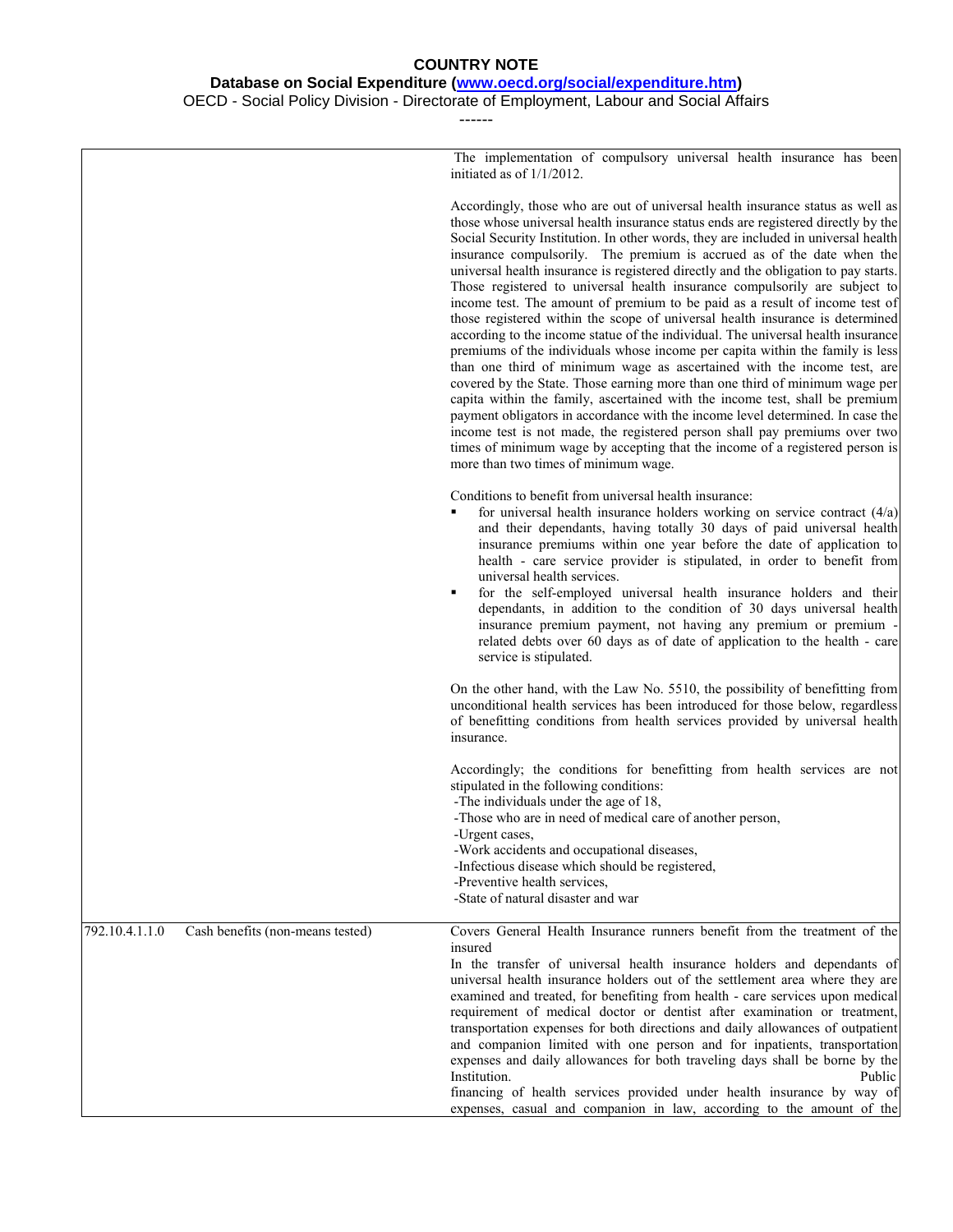**COUNTRY NOTE**

**Database on Social Expenditure ([www.oecd.org/social/expenditure.htm](www.oecd.org/social/expenditure.htm))**

OECD - Social Policy Division - Directorate of Employment, Labour and Social Affairs

------

| | | |
|---|---|---|
| | | The implementation of compulsory universal health insurance has been initiated as of 1/1/2012.<br><br>Accordingly, those who are out of universal health insurance status as well as those whose universal health insurance status ends are registered directly by the Social Security Institution. In other words, they are included in universal health insurance compulsorily. The premium is accrued as of the date when the universal health insurance is registered directly and the obligation to pay starts. Those registered to universal health insurance compulsorily are subject to income test. The amount of premium to be paid as a result of income test of those registered within the scope of universal health insurance is determined according to the income statue of the individual. The universal health insurance premiums of the individuals whose income per capita within the family is less than one third of minimum wage as ascertained with the income test, are covered by the State. Those earning more than one third of minimum wage per capita within the family, ascertained with the income test, shall be premium payment obligators in accordance with the income level determined. In case the income test is not made, the registered person shall pay premiums over two times of minimum wage by accepting that the income of a registered person is more than two times of minimum wage.<br><br>Conditions to benefit from universal health insurance:<br>▪ for universal health insurance holders working on service contract (4/a) and their dependants, having totally 30 days of paid universal health insurance premiums within one year before the date of application to health - care service provider is stipulated, in order to benefit from universal health services.<br>▪ for the self-employed universal health insurance holders and their dependants, in addition to the condition of 30 days universal health insurance premium payment, not having any premium or premium - related debts over 60 days as of date of application to the health - care service is stipulated.<br><br>On the other hand, with the Law No. 5510, the possibility of benefitting from unconditional health services has been introduced for those below, regardless of benefitting conditions from health services provided by universal health insurance.<br><br>Accordingly; the conditions for benefitting from health services are not stipulated in the following conditions:<br>-The individuals under the age of 18,<br>-Those who are in need of medical care of another person,<br>-Urgent cases,<br>-Work accidents and occupational diseases,<br>-Infectious disease which should be registered,<br>-Preventive health services,<br>-State of natural disaster and war |
| 792.10.4.1.1.0 | Cash benefits (non-means tested) | Covers General Health Insurance runners benefit from the treatment of the insured<br>In the transfer of universal health insurance holders and dependants of universal health insurance holders out of the settlement area where they are examined and treated, for benefiting from health - care services upon medical requirement of medical doctor or dentist after examination or treatment, transportation expenses for both directions and daily allowances of outpatient and companion limited with one person and for inpatients, transportation expenses and daily allowances for both traveling days shall be borne by the Institution. Public financing of health services provided under health insurance by way of expenses, casual and companion in law, according to the amount of the |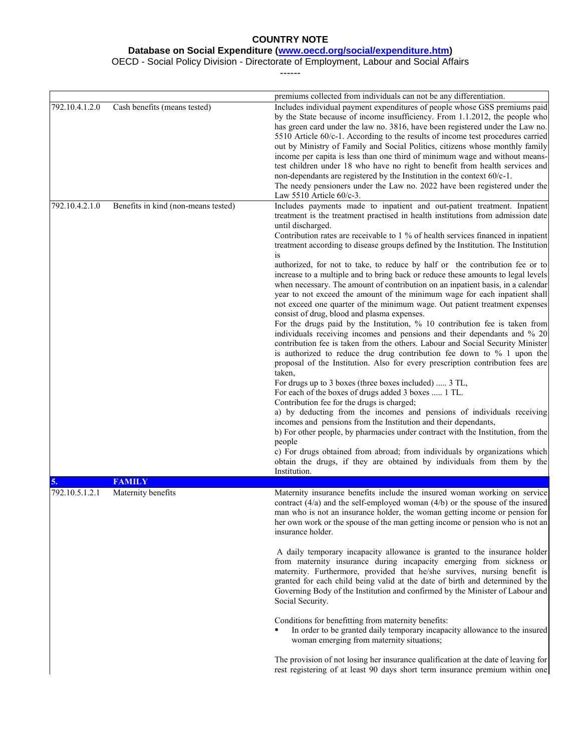# COUNTRY NOTE

**Database on Social Expenditure ([www.oecd.org/social/expenditure.htm](www.oecd.org/social/expenditure.htm))**

OECD - Social Policy Division - Directorate of Employment, Labour and Social Affairs

------

| | | |
|---|---|---|
| | | premiums collected from individuals can not be any differentiation. |
| 792.10.4.1.2.0 | Cash benefits (means tested) | Includes individual payment expenditures of people whose GSS premiums paid by the State because of income insufficiency. From 1.1.2012, the people who has green card under the law no. 3816, have been registered under the Law no. 5510 Article 60/c-1. According to the results of income test procedures carried out by Ministry of Family and Social Politics, citizens whose monthly family income per capita is less than one third of minimum wage and without means-test children under 18 who have no right to benefit from health services and non-dependants are registered by the Institution in the context 60/c-1.<br>The needy pensioners under the Law no. 2022 have been registered under the Law 5510 Article 60/c-3. |
| 792.10.4.2.1.0 | Benefits in kind (non-means tested) | Includes payments made to inpatient and out-patient treatment. Inpatient treatment is the treatment practised in health institutions from admission date until discharged.<br>Contribution rates are receivable to 1 % of health services financed in inpatient treatment according to disease groups defined by the Institution. The Institution is<br>authorized, for not to take, to reduce by half or the contribution fee or to increase to a multiple and to bring back or reduce these amounts to legal levels when necessary. The amount of contribution on an inpatient basis, in a calendar year to not exceed the amount of the minimum wage for each inpatient shall not exceed one quarter of the minimum wage. Out patient treatment expenses consist of drug, blood and plasma expenses.<br>For the drugs paid by the Institution, % 10 contribution fee is taken from individuals receiving incomes and pensions and their dependants and % 20 contribution fee is taken from the others. Labour and Social Security Minister is authorized to reduce the drug contribution fee down to % 1 upon the proposal of the Institution. Also for every prescription contribution fees are taken,<br>For drugs up to 3 boxes (three boxes included) ..... 3 TL,<br>For each of the boxes of drugs added 3 boxes ..... 1 TL.<br>Contribution fee for the drugs is charged;<br>a) by deducting from the incomes and pensions of individuals receiving incomes and pensions from the Institution and their dependants,<br>b) For other people, by pharmacies under contract with the Institution, from the people<br>c) For drugs obtained from abroad; from individuals by organizations which obtain the drugs, if they are obtained by individuals from them by the Institution. |
| **5.** | **FAMILY** | |
| 792.10.5.1.2.1 | Maternity benefits | Maternity insurance benefits include the insured woman working on service contract (4/a) and the self-employed woman (4/b) or the spouse of the insured man who is not an insurance holder, the woman getting income or pension for her own work or the spouse of the man getting income or pension who is not an insurance holder.<br><br>A daily temporary incapacity allowance is granted to the insurance holder from maternity insurance during incapacity emerging from sickness or maternity. Furthermore, provided that he/she survives, nursing benefit is granted for each child being valid at the date of birth and determined by the Governing Body of the Institution and confirmed by the Minister of Labour and Social Security.<br><br>Conditions for benefitting from maternity benefits:<br>▪ In order to be granted daily temporary incapacity allowance to the insured woman emerging from maternity situations;<br><br>The provision of not losing her insurance qualification at the date of leaving for rest registering of at least 90 days short term insurance premium within one |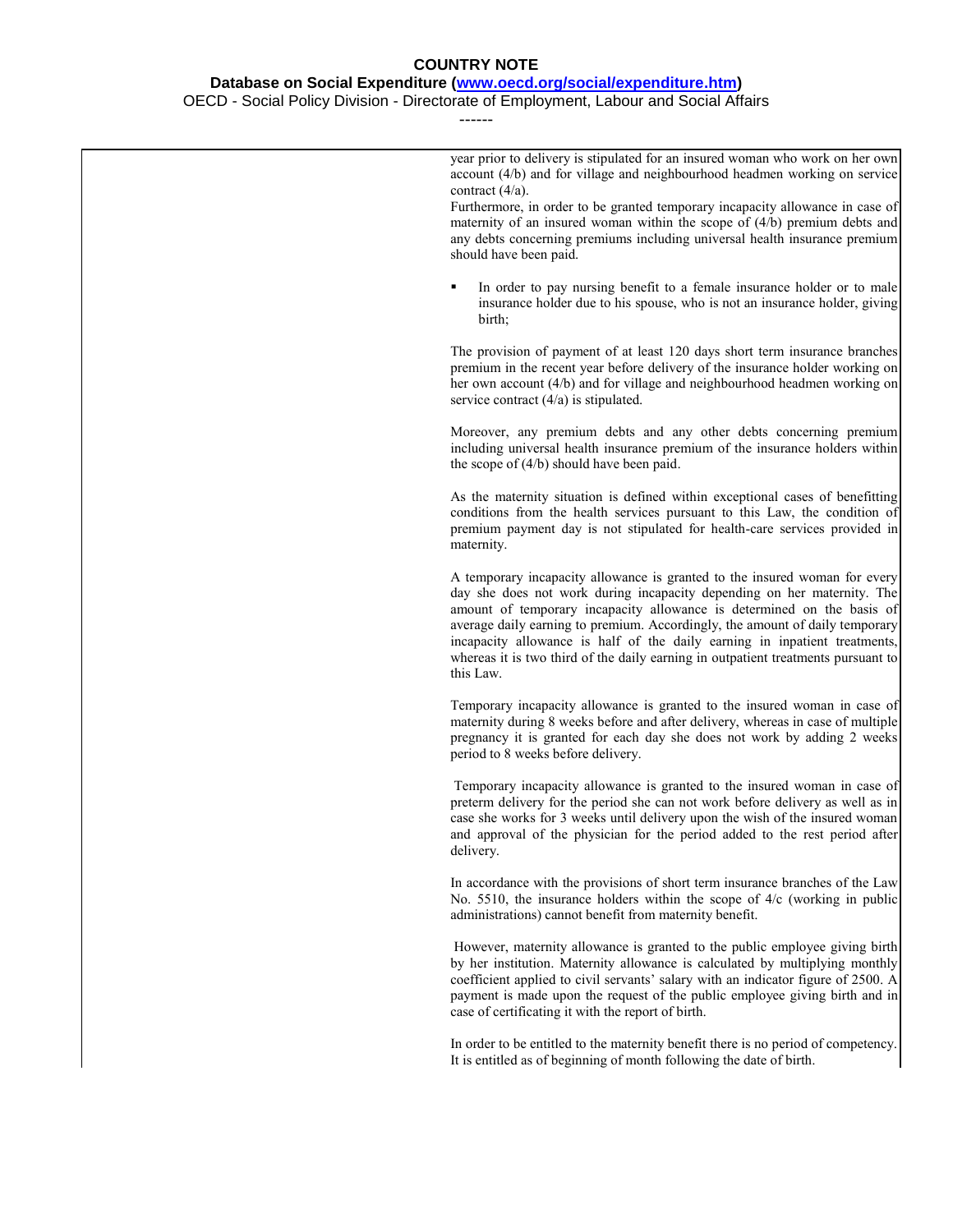year prior to delivery is stipulated for an insured woman who work on her own account (4/b) and for village and neighbourhood headmen working on service contract (4/a).

Furthermore, in order to be granted temporary incapacity allowance in case of maternity of an insured woman within the scope of (4/b) premium debts and any debts concerning premiums including universal health insurance premium should have been paid.

- In order to pay nursing benefit to a female insurance holder or to male insurance holder due to his spouse, who is not an insurance holder, giving birth;

The provision of payment of at least 120 days short term insurance branches premium in the recent year before delivery of the insurance holder working on her own account (4/b) and for village and neighbourhood headmen working on service contract (4/a) is stipulated.

Moreover, any premium debts and any other debts concerning premium including universal health insurance premium of the insurance holders within the scope of (4/b) should have been paid.

As the maternity situation is defined within exceptional cases of benefitting conditions from the health services pursuant to this Law, the condition of premium payment day is not stipulated for health-care services provided in maternity.

A temporary incapacity allowance is granted to the insured woman for every day she does not work during incapacity depending on her maternity. The amount of temporary incapacity allowance is determined on the basis of average daily earning to premium. Accordingly, the amount of daily temporary incapacity allowance is half of the daily earning in inpatient treatments, whereas it is two third of the daily earning in outpatient treatments pursuant to this Law.

Temporary incapacity allowance is granted to the insured woman in case of maternity during 8 weeks before and after delivery, whereas in case of multiple pregnancy it is granted for each day she does not work by adding 2 weeks period to 8 weeks before delivery.

Temporary incapacity allowance is granted to the insured woman in case of preterm delivery for the period she can not work before delivery as well as in case she works for 3 weeks until delivery upon the wish of the insured woman and approval of the physician for the period added to the rest period after delivery.

In accordance with the provisions of short term insurance branches of the Law No. 5510, the insurance holders within the scope of 4/c (working in public administrations) cannot benefit from maternity benefit.

However, maternity allowance is granted to the public employee giving birth by her institution. Maternity allowance is calculated by multiplying monthly coefficient applied to civil servants' salary with an indicator figure of 2500. A payment is made upon the request of the public employee giving birth and in case of certificating it with the report of birth.

In order to be entitled to the maternity benefit there is no period of competency. It is entitled as of beginning of month following the date of birth.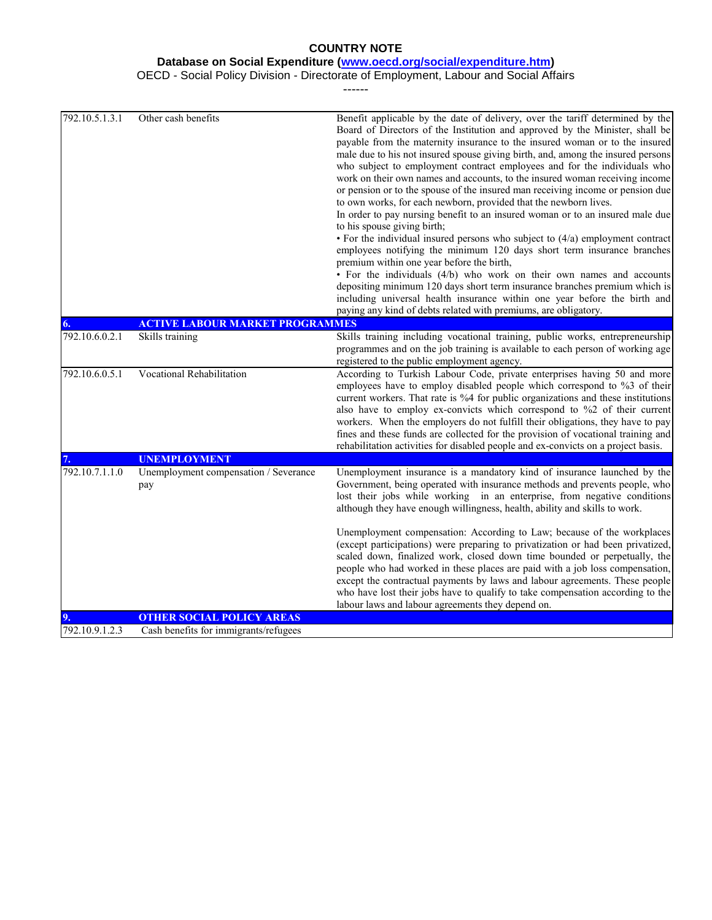**COUNTRY NOTE**

**Database on Social Expenditure (www.oecd.org/social/expenditure.htm)**

OECD - Social Policy Division - Directorate of Employment, Labour and Social Affairs

------

| | | |
|---|---|---|
| 792.10.5.1.3.1 | Other cash benefits | Benefit applicable by the date of delivery, over the tariff determined by the Board of Directors of the Institution and approved by the Minister, shall be payable from the maternity insurance to the insured woman or to the insured male due to his not insured spouse giving birth, and, among the insured persons who subject to employment contract employees and for the individuals who work on their own names and accounts, to the insured woman receiving income or pension or to the spouse of the insured man receiving income or pension due to own works, for each newborn, provided that the newborn lives.<br>In order to pay nursing benefit to an insured woman or to an insured male due to his spouse giving birth;<br>• For the individual insured persons who subject to (4/a) employment contract employees notifying the minimum 120 days short term insurance branches premium within one year before the birth,<br>• For the individuals (4/b) who work on their own names and accounts depositing minimum 120 days short term insurance branches premium which is including universal health insurance within one year before the birth and paying any kind of debts related with premiums, are obligatory. |
| **6.** | **ACTIVE LABOUR MARKET PROGRAMMES** | |
| 792.10.6.0.2.1 | Skills training | Skills training including vocational training, public works, entrepreneurship programmes and on the job training is available to each person of working age registered to the public employment agency. |
| 792.10.6.0.5.1 | Vocational Rehabilitation | According to Turkish Labour Code, private enterprises having 50 and more employees have to employ disabled people which correspond to %3 of their current workers. That rate is %4 for public organizations and these institutions also have to employ ex-convicts which correspond to %2 of their current workers. When the employers do not fulfill their obligations, they have to pay fines and these funds are collected for the provision of vocational training and rehabilitation activities for disabled people and ex-convicts on a project basis. |
| **7.** | **UNEMPLOYMENT** | |
| 792.10.7.1.1.0 | Unemployment compensation / Severance pay | Unemployment insurance is a mandatory kind of insurance launched by the Government, being operated with insurance methods and prevents people, who lost their jobs while working in an enterprise, from negative conditions although they have enough willingness, health, ability and skills to work.<br><br>Unemployment compensation: According to Law; because of the workplaces (except participations) were preparing to privatization or had been privatized, scaled down, finalized work, closed down time bounded or perpetually, the people who had worked in these places are paid with a job loss compensation, except the contractual payments by laws and labour agreements. These people who have lost their jobs have to qualify to take compensation according to the labour laws and labour agreements they depend on. |
| **9.** | **OTHER SOCIAL POLICY AREAS** | |
| 792.10.9.1.2.3 | Cash benefits for immigrants/refugees | |